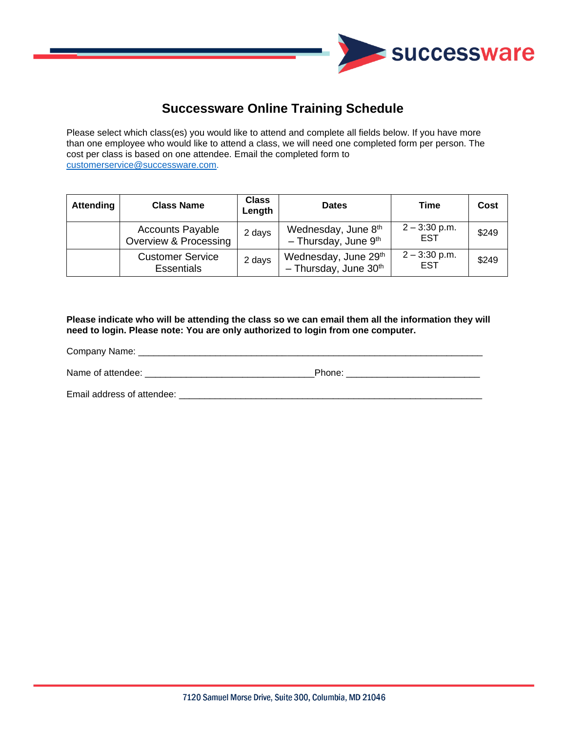# Successware Online Training Schedule

Please select which class(es) you would like to attend and complete all fields below. If you have more than one employee who would like to attend a class, we will need one completed form per person. The cost per class is based on one attendee. Email the completed form to customerservice@successware.com.

| Attending | Class Name | Class Length | Dates | Time | Cost |
|---|---|---|---|---|---|
| | Accounts Payable Overview & Processing | 2 days | Wednesday, June 8th – Thursday, June 9th | 2 – 3:30 p.m. EST | $249 |
| | Customer Service Essentials | 2 days | Wednesday, June 29th – Thursday, June 30th | 2 – 3:30 p.m. EST | $249 |

**Please indicate who will be attending the class so we can email them all the information they will need to login. Please note: You are only authorized to login from one computer.**

Company Name: ______________________________________________________________________

Name of attendee: __________________________________ Phone: __________________________

Email address of attendee: ____________________________________________________________

7120 Samuel Morse Drive, Suite 300, Columbia, MD 21046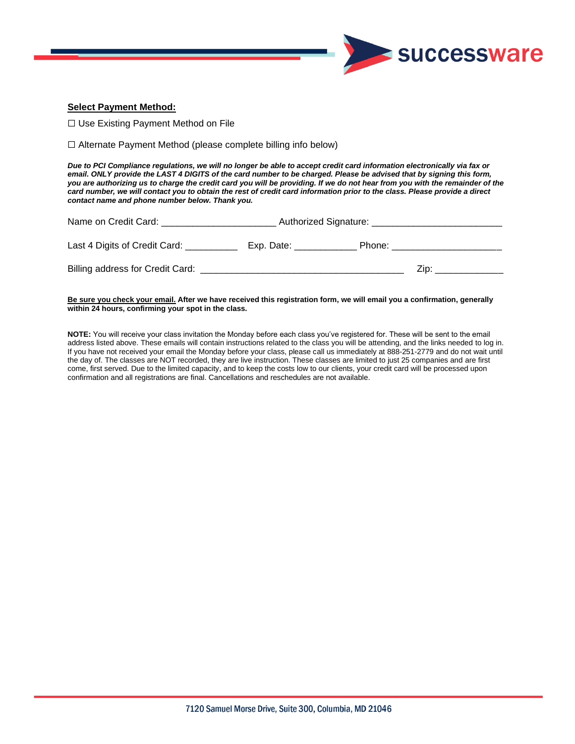**Select Payment Method:**

☐ Use Existing Payment Method on File

☐ Alternate Payment Method (please complete billing info below)

***Due to PCI Compliance regulations, we will no longer be able to accept credit card information electronically via fax or email. ONLY provide the LAST 4 DIGITS of the card number to be charged. Please be advised that by signing this form, you are authorizing us to charge the credit card you will be providing. If we do not hear from you with the remainder of the card number, we will contact you to obtain the rest of credit card information prior to the class. Please provide a direct contact name and phone number below. Thank you.***

Name on Credit Card: ______________________ Authorized Signature: _________________________

Last 4 Digits of Credit Card: __________ Exp. Date: ____________ Phone: _____________________

Billing address for Credit Card: _______________________________________ Zip: _____________

**Be sure you check your email. After we have received this registration form, we will email you a confirmation, generally within 24 hours, confirming your spot in the class.**

**NOTE:** You will receive your class invitation the Monday before each class you've registered for. These will be sent to the email address listed above. These emails will contain instructions related to the class you will be attending, and the links needed to log in. If you have not received your email the Monday before your class, please call us immediately at 888-251-2779 and do not wait until the day of. The classes are NOT recorded, they are live instruction. These classes are limited to just 25 companies and are first come, first served. Due to the limited capacity, and to keep the costs low to our clients, your credit card will be processed upon confirmation and all registrations are final. Cancellations and reschedules are not available.

7120 Samuel Morse Drive, Suite 300, Columbia, MD 21046